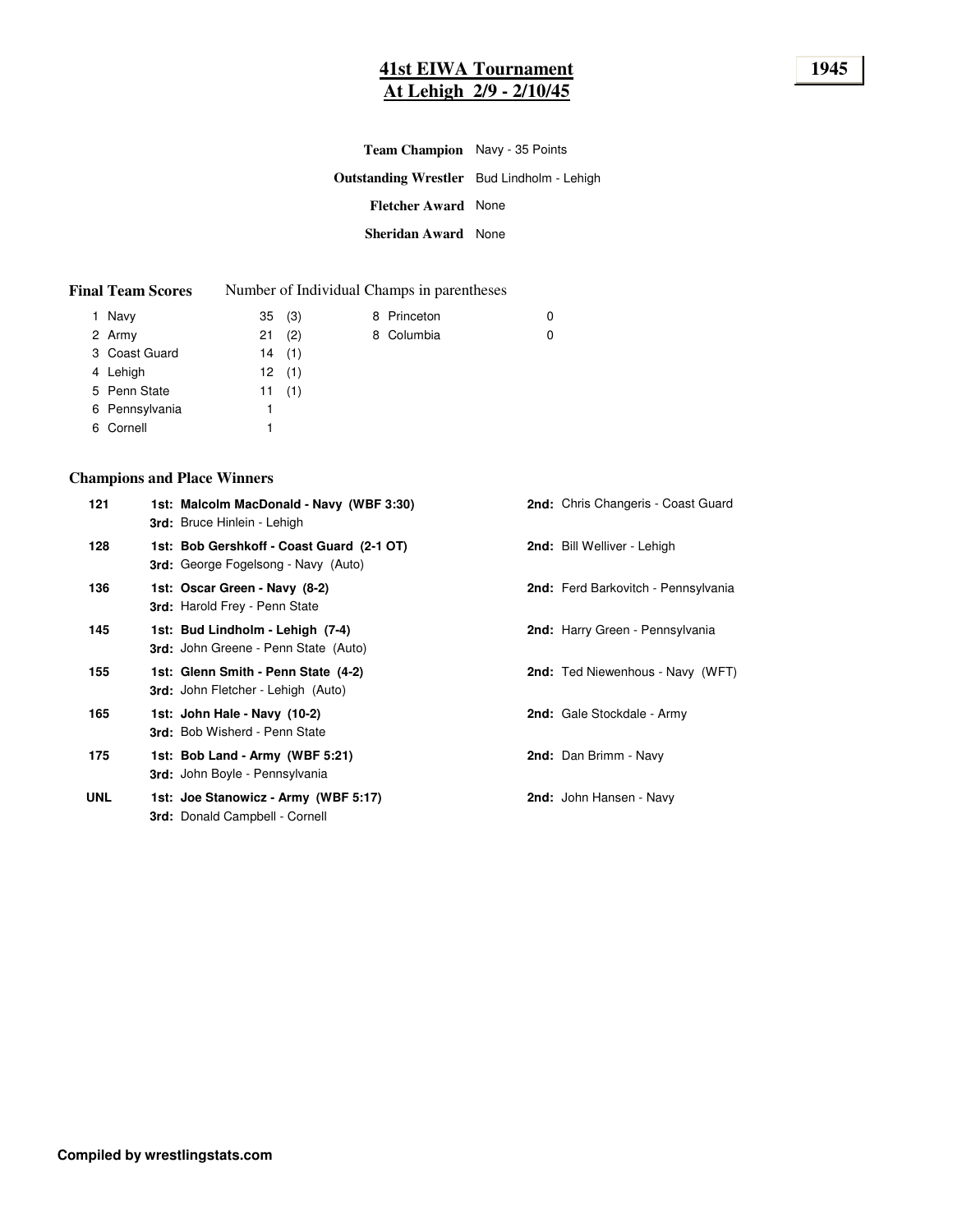# 41st EIWA Tournament
## At Lehigh 2/9 - 2/10/45

**1945**

**Team Champion** Navy - 35 Points

**Outstanding Wrestler** Bud Lindholm - Lehigh

**Fletcher Award** None

**Sheridan Award** None

**Final Team Scores** Number of Individual Champs in parentheses

| | | | | | | |
|---|---|---|---|---|---|---|
| 1 | Navy | 35 | (3) | 8 | Princeton | 0 |
| 2 | Army | 21 | (2) | 8 | Columbia | 0 |
| 3 | Coast Guard | 14 | (1) | | | |
| 4 | Lehigh | 12 | (1) | | | |
| 5 | Penn State | 11 | (1) | | | |
| 6 | Pennsylvania | 1 | | | | |
| 6 | Cornell | 1 | | | | |

### Champions and Place Winners

| | | |
|---|---|---|
| 121 | **1st: Malcolm MacDonald - Navy (WBF 3:30)**<br>**3rd:** Bruce Hinlein - Lehigh | **2nd:** Chris Changeris - Coast Guard |
| 128 | **1st: Bob Gershkoff - Coast Guard (2-1 OT)**<br>**3rd:** George Fogelsong - Navy (Auto) | **2nd:** Bill Welliver - Lehigh |
| 136 | **1st: Oscar Green - Navy (8-2)**<br>**3rd:** Harold Frey - Penn State | **2nd:** Ferd Barkovitch - Pennsylvania |
| 145 | **1st: Bud Lindholm - Lehigh (7-4)**<br>**3rd:** John Greene - Penn State (Auto) | **2nd:** Harry Green - Pennsylvania |
| 155 | **1st: Glenn Smith - Penn State (4-2)**<br>**3rd:** John Fletcher - Lehigh (Auto) | **2nd:** Ted Niewenhous - Navy (WFT) |
| 165 | **1st: John Hale - Navy (10-2)**<br>**3rd:** Bob Wisherd - Penn State | **2nd:** Gale Stockdale - Army |
| 175 | **1st: Bob Land - Army (WBF 5:21)**<br>**3rd:** John Boyle - Pennsylvania | **2nd:** Dan Brimm - Navy |
| UNL | **1st: Joe Stanowicz - Army (WBF 5:17)**<br>**3rd:** Donald Campbell - Cornell | **2nd:** John Hansen - Navy |

**Compiled by wrestlingstats.com**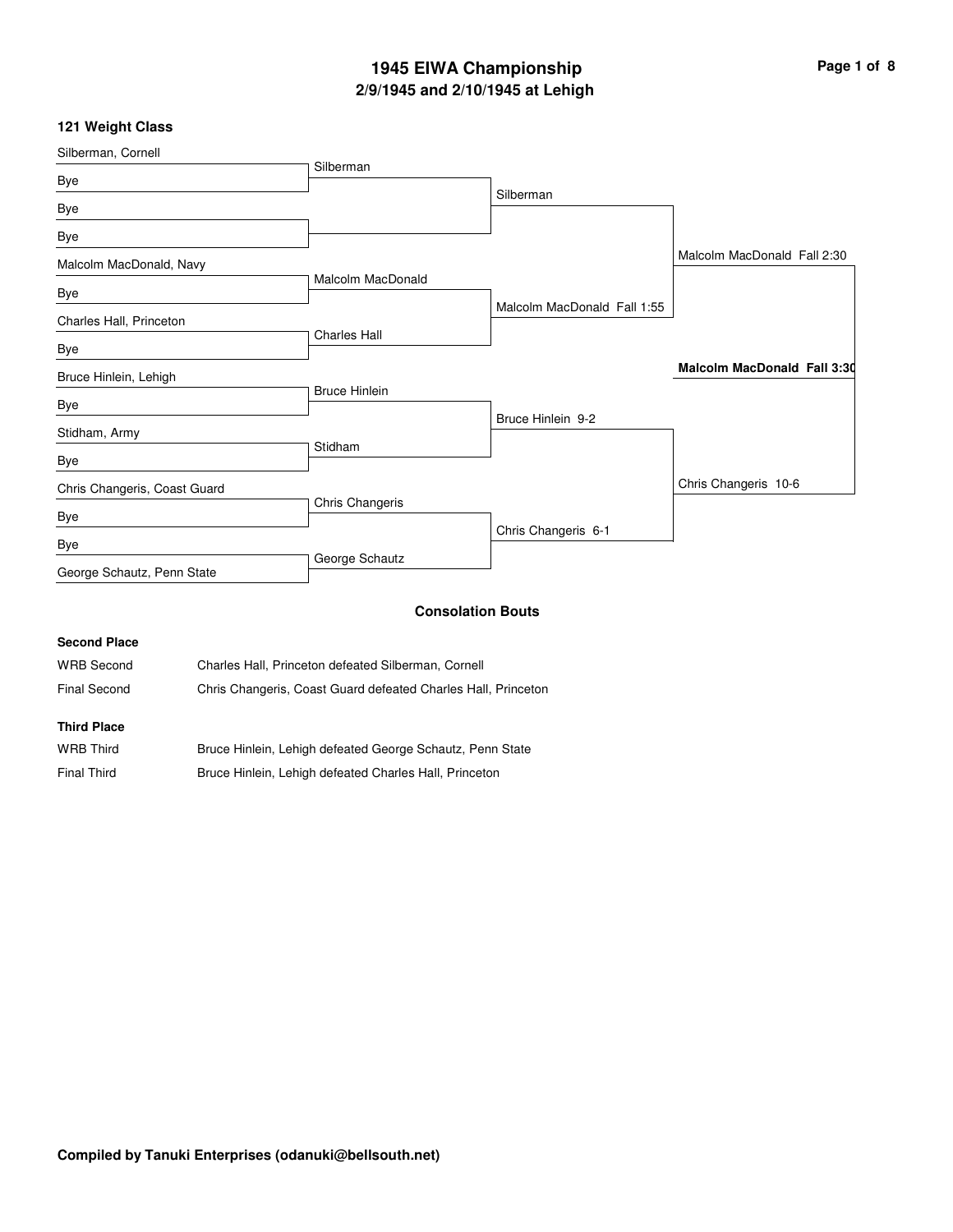# 1945 EIWA Championship

## 2/9/1945 and 2/10/1945 at Lehigh

### 121 Weight Class

Silberman, Cornell
Bye
Bye
Bye
Malcolm MacDonald, Navy
Bye
Charles Hall, Princeton
Bye
Bruce Hinlein, Lehigh
Bye
Stidham, Army
Bye
Chris Changeris, Coast Guard
Bye
Bye
George Schautz, Penn State

Silberman
Malcolm MacDonald
Charles Hall
Bruce Hinlein
Stidham
Chris Changeris
George Schautz

Silberman
Malcolm MacDonald Fall 1:55
Bruce Hinlein 9-2
Chris Changeris 6-1

Malcolm MacDonald Fall 2:30
Chris Changeris 10-6

**Malcolm MacDonald Fall 3:30**

### Consolation Bouts

**Second Place**

| | |
|---|---|
| WRB Second | Charles Hall, Princeton defeated Silberman, Cornell |
| Final Second | Chris Changeris, Coast Guard defeated Charles Hall, Princeton |

**Third Place**

| | |
|---|---|
| WRB Third | Bruce Hinlein, Lehigh defeated George Schautz, Penn State |
| Final Third | Bruce Hinlein, Lehigh defeated Charles Hall, Princeton |

**Compiled by Tanuki Enterprises (odanuki@bellsouth.net)**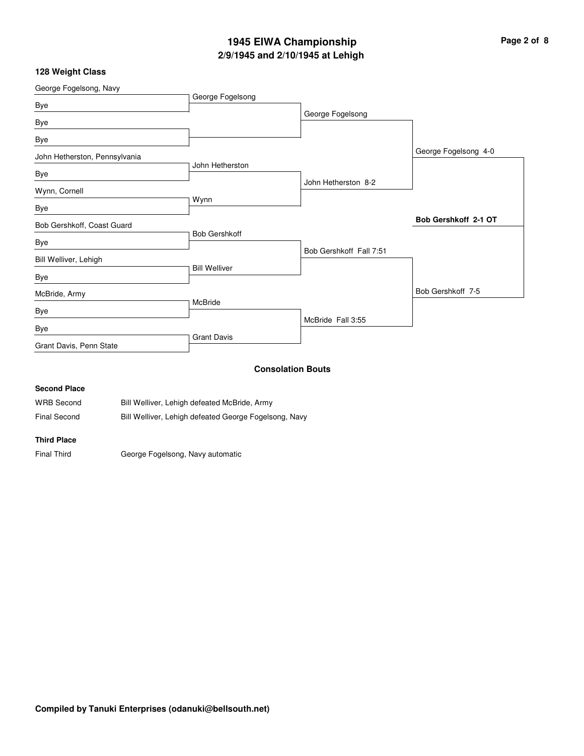# 1945 EIWA Championship

## 2/9/1945 and 2/10/1945 at Lehigh

### 128 Weight Class

George Fogelsong, Navy
Bye
Bye
Bye
John Hetherston, Pennsylvania
Bye
Wynn, Cornell
Bye
Bob Gershkoff, Coast Guard
Bye
Bill Welliver, Lehigh
Bye
McBride, Army
Bye
Bye
Grant Davis, Penn State

George Fogelsong
John Hetherston
Wynn
Bob Gershkoff
Bill Welliver
McBride
Grant Davis

George Fogelsong
John Hetherston 8-2
Bob Gershkoff Fall 7:51
McBride Fall 3:55

George Fogelsong 4-0
Bob Gershkoff 7-5

**Bob Gershkoff 2-1 OT**

### Consolation Bouts

**Second Place**

| | |
|---|---|
| WRB Second | Bill Welliver, Lehigh defeated McBride, Army |
| Final Second | Bill Welliver, Lehigh defeated George Fogelsong, Navy |

**Third Place**

| | |
|---|---|
| Final Third | George Fogelsong, Navy automatic |

**Compiled by Tanuki Enterprises (odanuki@bellsouth.net)**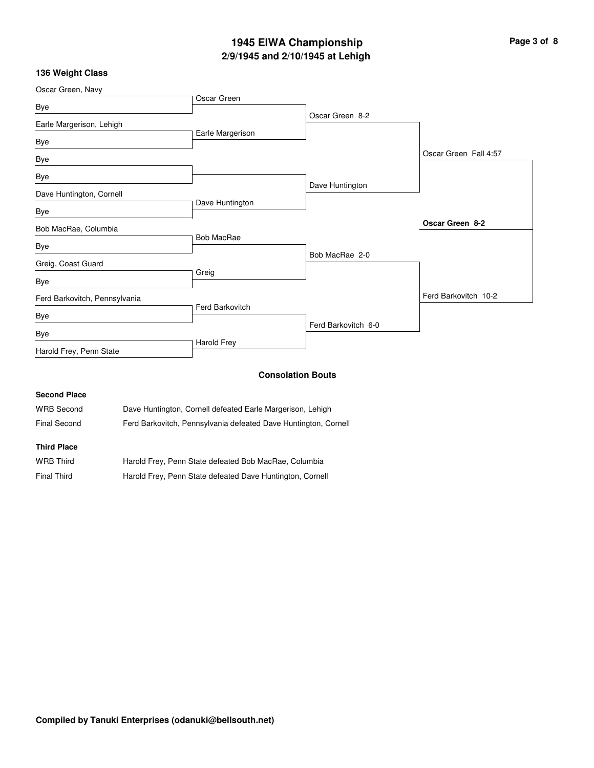# 1945 EIWA Championship

## 2/9/1945 and 2/10/1945 at Lehigh

### 136 Weight Class

Oscar Green, Navy
Bye
Earle Margerison, Lehigh
Bye
Bye
Bye
Dave Huntington, Cornell
Bye
Bob MacRae, Columbia
Bye
Greig, Coast Guard
Bye
Ferd Barkovitch, Pennsylvania
Bye
Bye
Harold Frey, Penn State

Oscar Green
Earle Margerison
Dave Huntington
Bob MacRae
Greig
Ferd Barkovitch
Harold Frey

Oscar Green 8-2
Dave Huntington
Bob MacRae 2-0
Ferd Barkovitch 6-0

Oscar Green Fall 4:57
Ferd Barkovitch 10-2

**Oscar Green 8-2**

### Consolation Bouts

**Second Place**

| | |
|---|---|
| WRB Second | Dave Huntington, Cornell defeated Earle Margerison, Lehigh |
| Final Second | Ferd Barkovitch, Pennsylvania defeated Dave Huntington, Cornell |

**Third Place**

| | |
|---|---|
| WRB Third | Harold Frey, Penn State defeated Bob MacRae, Columbia |
| Final Third | Harold Frey, Penn State defeated Dave Huntington, Cornell |

**Compiled by Tanuki Enterprises (odanuki@bellsouth.net)**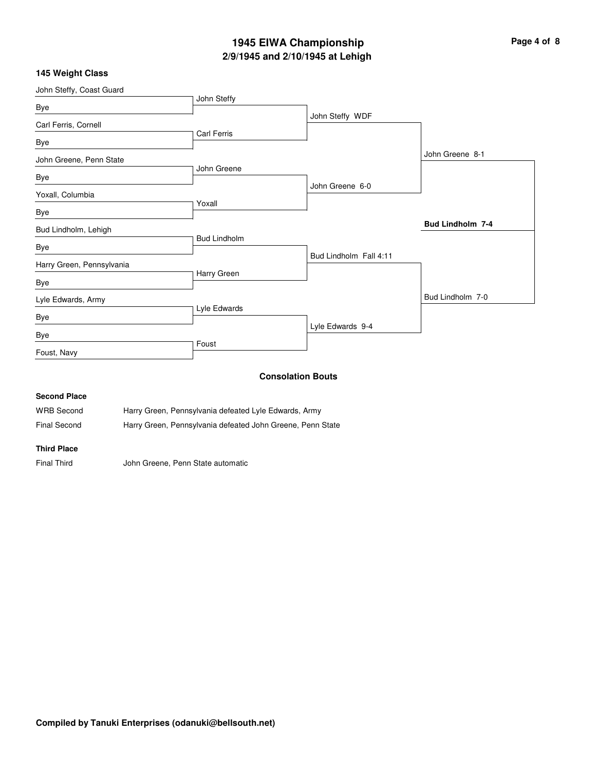# 1945 EIWA Championship

## 2/9/1945 and 2/10/1945 at Lehigh

### 145 Weight Class

**First Round**

- John Steffy, Coast Guard vs. Bye — John Steffy
- Carl Ferris, Cornell vs. Bye — Carl Ferris
- John Greene, Penn State vs. Bye — John Greene
- Yoxall, Columbia vs. Bye — Yoxall
- Bud Lindholm, Lehigh vs. Bye — Bud Lindholm
- Harry Green, Pennsylvania vs. Bye — Harry Green
- Lyle Edwards, Army vs. Bye — Lyle Edwards
- Bye vs. Foust, Navy — Foust

**Quarterfinals**

- John Steffy WDF
- John Greene 6-0
- Bud Lindholm Fall 4:11
- Lyle Edwards 9-4

**Semifinals**

- John Greene 8-1
- Bud Lindholm 7-0

**Final**

- **Bud Lindholm 7-4**

### Consolation Bouts

**Second Place**

| | |
|---|---|
| WRB Second | Harry Green, Pennsylvania defeated Lyle Edwards, Army |
| Final Second | Harry Green, Pennsylvania defeated John Greene, Penn State |

**Third Place**

| | |
|---|---|
| Final Third | John Greene, Penn State automatic |

**Compiled by Tanuki Enterprises (odanuki@bellsouth.net)**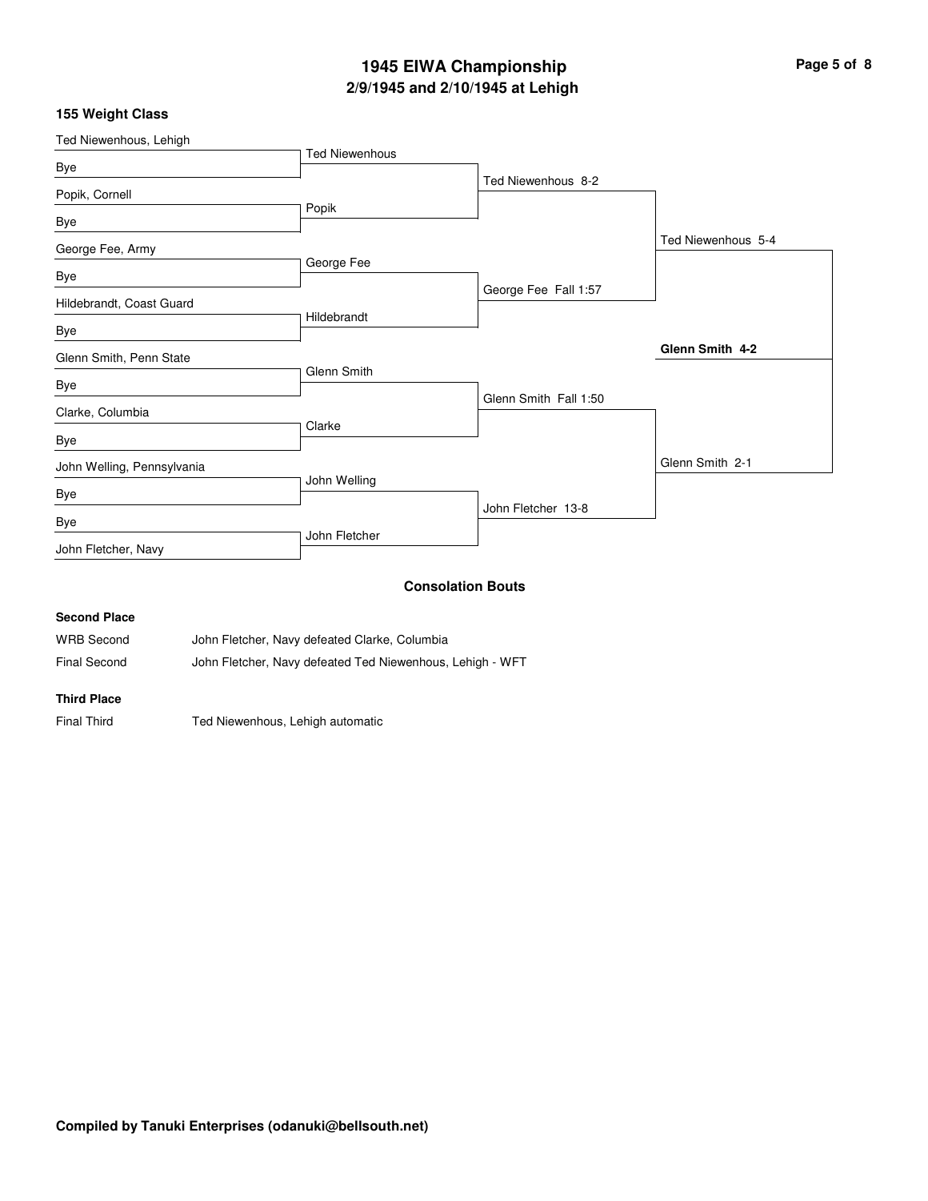# 1945 EIWA Championship

## 2/9/1945 and 2/10/1945 at Lehigh

### 155 Weight Class

Ted Niewenhous, Lehigh
Bye
Popik, Cornell
Bye
George Fee, Army
Bye
Hildebrandt, Coast Guard
Bye
Glenn Smith, Penn State
Bye
Clarke, Columbia
Bye
John Welling, Pennsylvania
Bye
Bye
John Fletcher, Navy

Ted Niewenhous
Popik
George Fee
Hildebrandt
Glenn Smith
Clarke
John Welling
John Fletcher

Ted Niewenhous 8-2
George Fee Fall 1:57
Glenn Smith Fall 1:50
John Fletcher 13-8

Ted Niewenhous 5-4
Glenn Smith 2-1

**Glenn Smith 4-2**

### Consolation Bouts

**Second Place**

| | |
|---|---|
| WRB Second | John Fletcher, Navy defeated Clarke, Columbia |
| Final Second | John Fletcher, Navy defeated Ted Niewenhous, Lehigh - WFT |

**Third Place**

| | |
|---|---|
| Final Third | Ted Niewenhous, Lehigh automatic |

**Compiled by Tanuki Enterprises (odanuki@bellsouth.net)**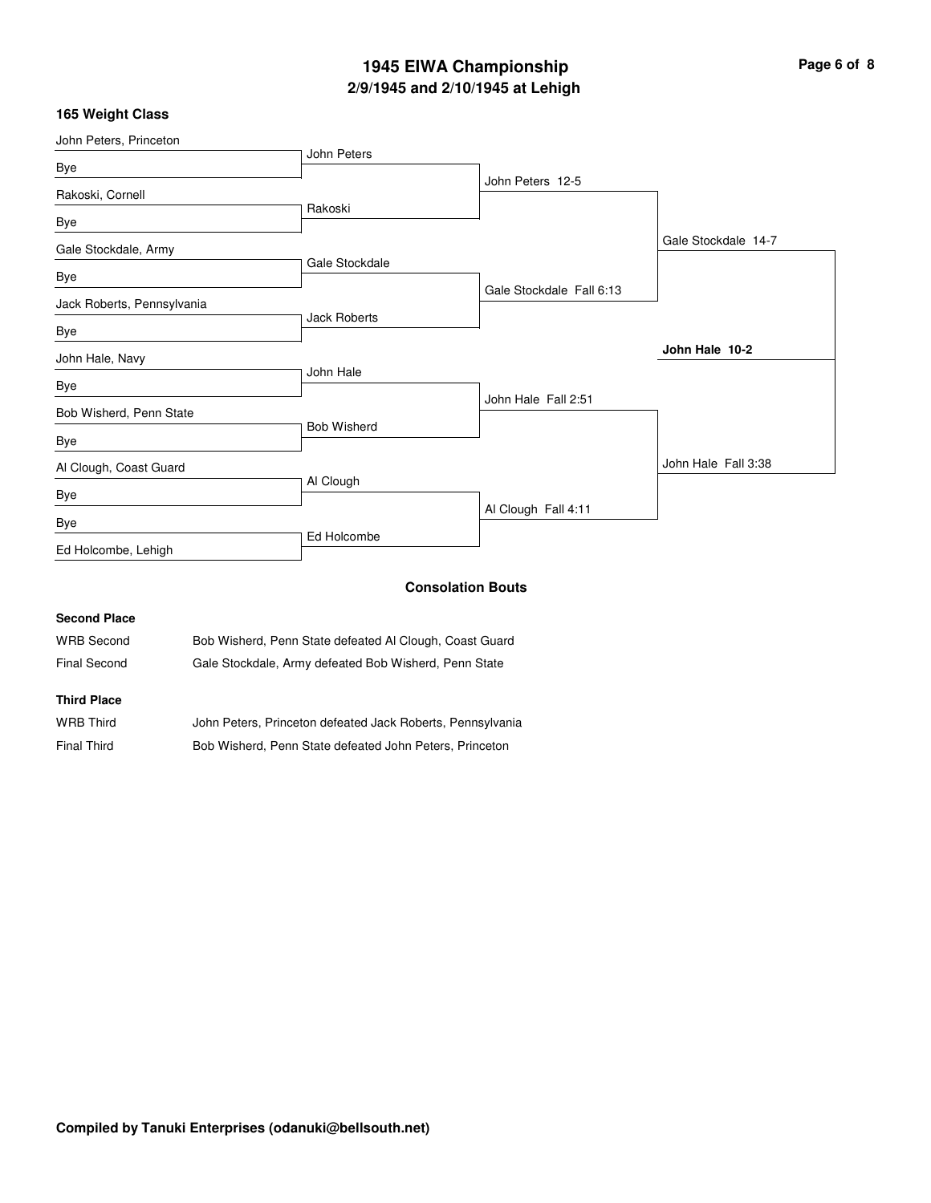# 1945 EIWA Championship

## 2/9/1945 and 2/10/1945 at Lehigh

### 165 Weight Class

| First Round | Second Round | Semifinals | Finals |
|---|---|---|---|
| John Peters, Princeton | | | |
| Bye | John Peters | | |
| Rakoski, Cornell | | John Peters 12-5 | |
| Bye | Rakoski | | |
| Gale Stockdale, Army | | | Gale Stockdale 14-7 |
| Bye | Gale Stockdale | | |
| Jack Roberts, Pennsylvania | | Gale Stockdale Fall 6:13 | |
| Bye | Jack Roberts | | |
| John Hale, Navy | | | **John Hale 10-2** |
| Bye | John Hale | | |
| Bob Wisherd, Penn State | | John Hale Fall 2:51 | |
| Bye | Bob Wisherd | | |
| Al Clough, Coast Guard | | | John Hale Fall 3:38 |
| Bye | Al Clough | | |
| Bye | | Al Clough Fall 4:11 | |
| Ed Holcombe, Lehigh | Ed Holcombe | | |

### Consolation Bouts

**Second Place**

| | |
|---|---|
| WRB Second | Bob Wisherd, Penn State defeated Al Clough, Coast Guard |
| Final Second | Gale Stockdale, Army defeated Bob Wisherd, Penn State |

**Third Place**

| | |
|---|---|
| WRB Third | John Peters, Princeton defeated Jack Roberts, Pennsylvania |
| Final Third | Bob Wisherd, Penn State defeated John Peters, Princeton |

**Compiled by Tanuki Enterprises (odanuki@bellsouth.net)**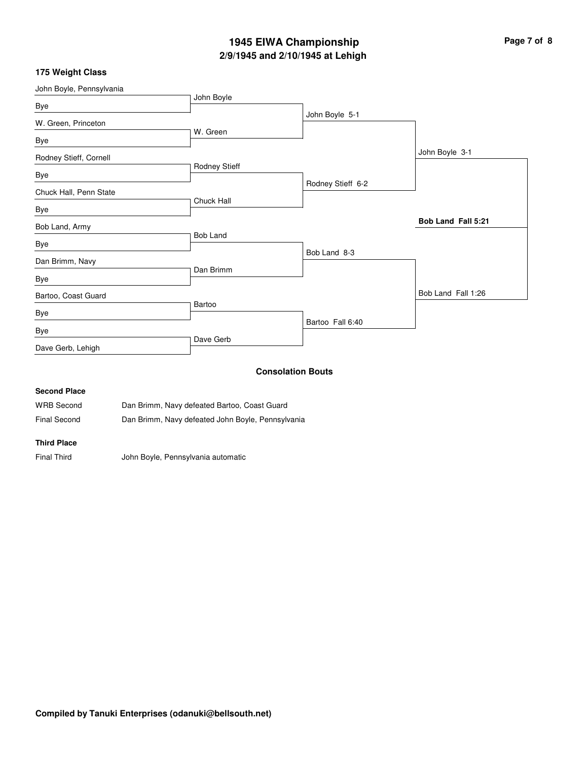# 1945 EIWA Championship

## 2/9/1945 and 2/10/1945 at Lehigh

### 175 Weight Class

**First Round**

- John Boyle, Pennsylvania vs. Bye — John Boyle
- W. Green, Princeton vs. Bye — W. Green
- Rodney Stieff, Cornell vs. Bye — Rodney Stieff
- Chuck Hall, Penn State vs. Bye — Chuck Hall
- Bob Land, Army vs. Bye — Bob Land
- Dan Brimm, Navy vs. Bye — Dan Brimm
- Bartoo, Coast Guard vs. Bye — Bartoo
- Bye vs. Dave Gerb, Lehigh — Dave Gerb

**Quarterfinals**

- John Boyle 5-1
- Rodney Stieff 6-2
- Bob Land 8-3
- Bartoo Fall 6:40

**Semifinals**

- John Boyle 3-1
- Bob Land Fall 1:26

**Final**

- **Bob Land Fall 5:21**

### Consolation Bouts

**Second Place**

| | |
|---|---|
| WRB Second | Dan Brimm, Navy defeated Bartoo, Coast Guard |
| Final Second | Dan Brimm, Navy defeated John Boyle, Pennsylvania |

**Third Place**

| | |
|---|---|
| Final Third | John Boyle, Pennsylvania automatic |

**Compiled by Tanuki Enterprises (odanuki@bellsouth.net)**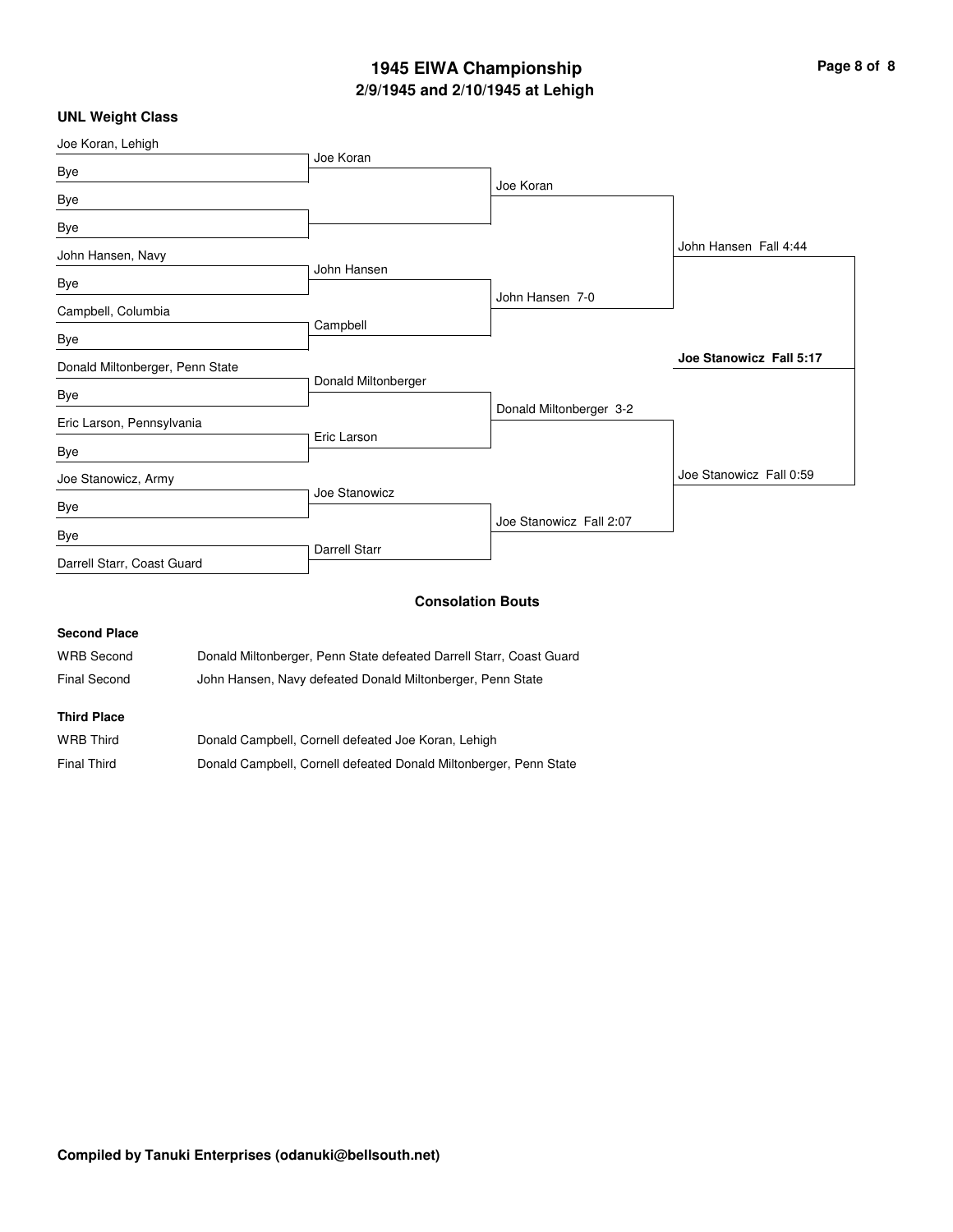# 1945 EIWA Championship

## 2/9/1945 and 2/10/1945 at Lehigh

### UNL Weight Class

Joe Koran, Lehigh
Bye
Bye
Bye
John Hansen, Navy
Bye
Campbell, Columbia
Bye
Donald Miltonberger, Penn State
Bye
Eric Larson, Pennsylvania
Bye
Joe Stanowicz, Army
Bye
Bye
Darrell Starr, Coast Guard

Joe Koran
John Hansen
Campbell
Donald Miltonberger
Eric Larson
Joe Stanowicz
Darrell Starr

Joe Koran
John Hansen 7-0
Donald Miltonberger 3-2
Joe Stanowicz Fall 2:07

John Hansen Fall 4:44
Joe Stanowicz Fall 0:59

**Joe Stanowicz Fall 5:17**

### Consolation Bouts

**Second Place**

| | |
|---|---|
| WRB Second | Donald Miltonberger, Penn State defeated Darrell Starr, Coast Guard |
| Final Second | John Hansen, Navy defeated Donald Miltonberger, Penn State |

**Third Place**

| | |
|---|---|
| WRB Third | Donald Campbell, Cornell defeated Joe Koran, Lehigh |
| Final Third | Donald Campbell, Cornell defeated Donald Miltonberger, Penn State |

**Compiled by Tanuki Enterprises (odanuki@bellsouth.net)**